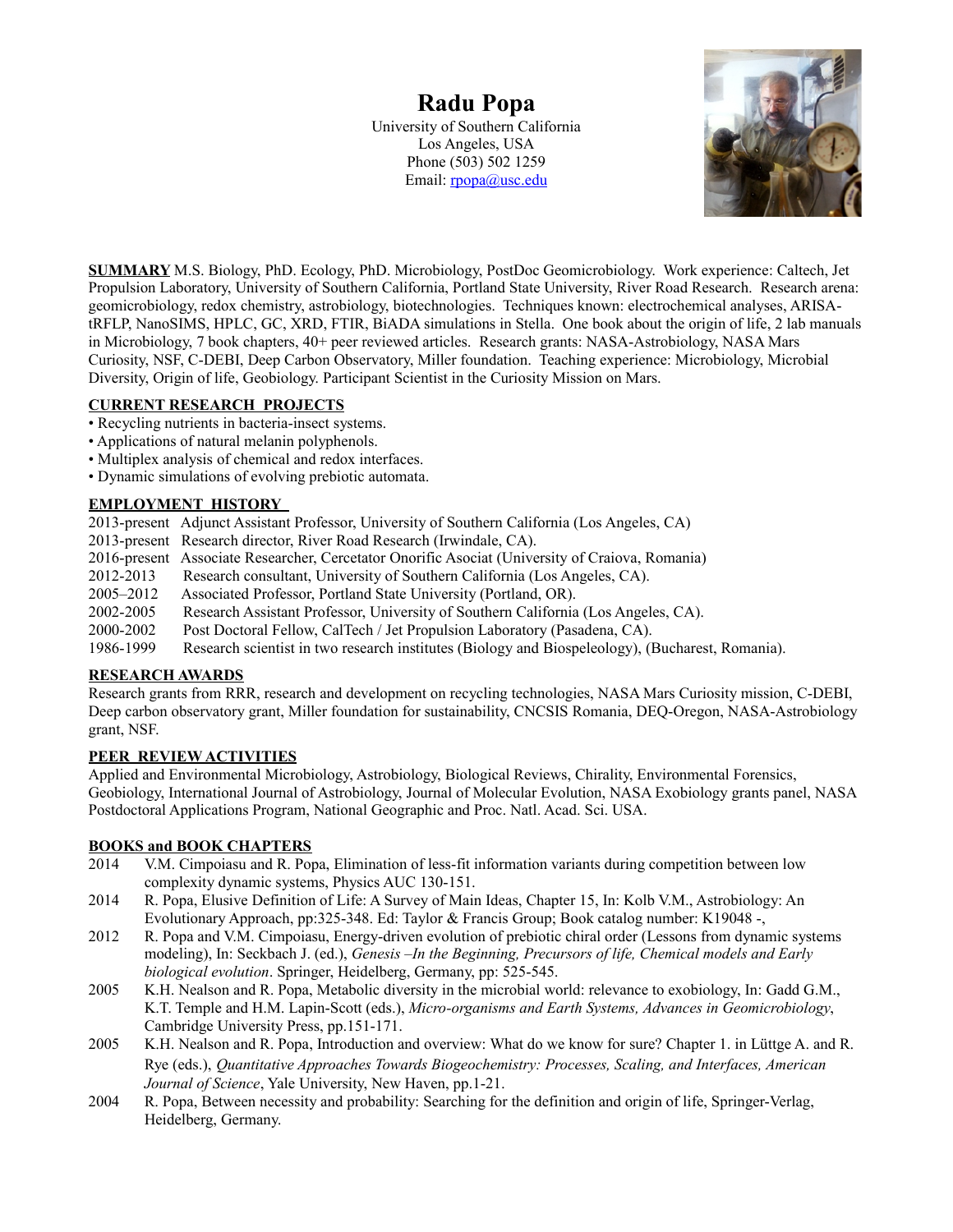# Radu Popa

University of Southern California
Los Angeles, USA
Phone (503) 502 1259
Email: rpopa@usc.edu

**SUMMARY** M.S. Biology, PhD. Ecology, PhD. Microbiology, PostDoc Geomicrobiology. Work experience: Caltech, Jet Propulsion Laboratory, University of Southern California, Portland State University, River Road Research. Research arena: geomicrobiology, redox chemistry, astrobiology, biotechnologies. Techniques known: electrochemical analyses, ARISA-tRFLP, NanoSIMS, HPLC, GC, XRD, FTIR, BiADA simulations in Stella. One book about the origin of life, 2 lab manuals in Microbiology, 7 book chapters, 40+ peer reviewed articles. Research grants: NASA-Astrobiology, NASA Mars Curiosity, NSF, C-DEBI, Deep Carbon Observatory, Miller foundation. Teaching experience: Microbiology, Microbial Diversity, Origin of life, Geobiology. Participant Scientist in the Curiosity Mission on Mars.

## CURRENT RESEARCH PROJECTS

- Recycling nutrients in bacteria-insect systems.
- Applications of natural melanin polyphenols.
- Multiplex analysis of chemical and redox interfaces.
- Dynamic simulations of evolving prebiotic automata.

## EMPLOYMENT HISTORY

2013-present Adjunct Assistant Professor, University of Southern California (Los Angeles, CA)
2013-present Research director, River Road Research (Irwindale, CA).
2016-present Associate Researcher, Cercetator Onorific Asociat (University of Craiova, Romania)
2012-2013 Research consultant, University of Southern California (Los Angeles, CA).
2005–2012 Associated Professor, Portland State University (Portland, OR).
2002-2005 Research Assistant Professor, University of Southern California (Los Angeles, CA).
2000-2002 Post Doctoral Fellow, CalTech / Jet Propulsion Laboratory (Pasadena, CA).
1986-1999 Research scientist in two research institutes (Biology and Biospeleology), (Bucharest, Romania).

## RESEARCH AWARDS

Research grants from RRR, research and development on recycling technologies, NASA Mars Curiosity mission, C-DEBI, Deep carbon observatory grant, Miller foundation for sustainability, CNCSIS Romania, DEQ-Oregon, NASA-Astrobiology grant, NSF.

## PEER REVIEW ACTIVITIES

Applied and Environmental Microbiology, Astrobiology, Biological Reviews, Chirality, Environmental Forensics, Geobiology, International Journal of Astrobiology, Journal of Molecular Evolution, NASA Exobiology grants panel, NASA Postdoctoral Applications Program, National Geographic and Proc. Natl. Acad. Sci. USA.

## BOOKS and BOOK CHAPTERS

2014 V.M. Cimpoiasu and R. Popa, Elimination of less-fit information variants during competition between low complexity dynamic systems, Physics AUC 130-151.

2014 R. Popa, Elusive Definition of Life: A Survey of Main Ideas, Chapter 15, In: Kolb V.M., Astrobiology: An Evolutionary Approach, pp:325-348. Ed: Taylor & Francis Group; Book catalog number: K19048 -,

2012 R. Popa and V.M. Cimpoiasu, Energy-driven evolution of prebiotic chiral order (Lessons from dynamic systems modeling), In: Seckbach J. (ed.), *Genesis –In the Beginning, Precursors of life, Chemical models and Early biological evolution*. Springer, Heidelberg, Germany, pp: 525-545.

2005 K.H. Nealson and R. Popa, Metabolic diversity in the microbial world: relevance to exobiology, In: Gadd G.M., K.T. Temple and H.M. Lapin-Scott (eds.), *Micro-organisms and Earth Systems, Advances in Geomicrobiology*, Cambridge University Press, pp.151-171.

2005 K.H. Nealson and R. Popa, Introduction and overview: What do we know for sure? Chapter 1. in Lüttge A. and R. Rye (eds.), *Quantitative Approaches Towards Biogeochemistry: Processes, Scaling, and Interfaces, American Journal of Science*, Yale University, New Haven, pp.1-21.

2004 R. Popa, Between necessity and probability: Searching for the definition and origin of life, Springer-Verlag, Heidelberg, Germany.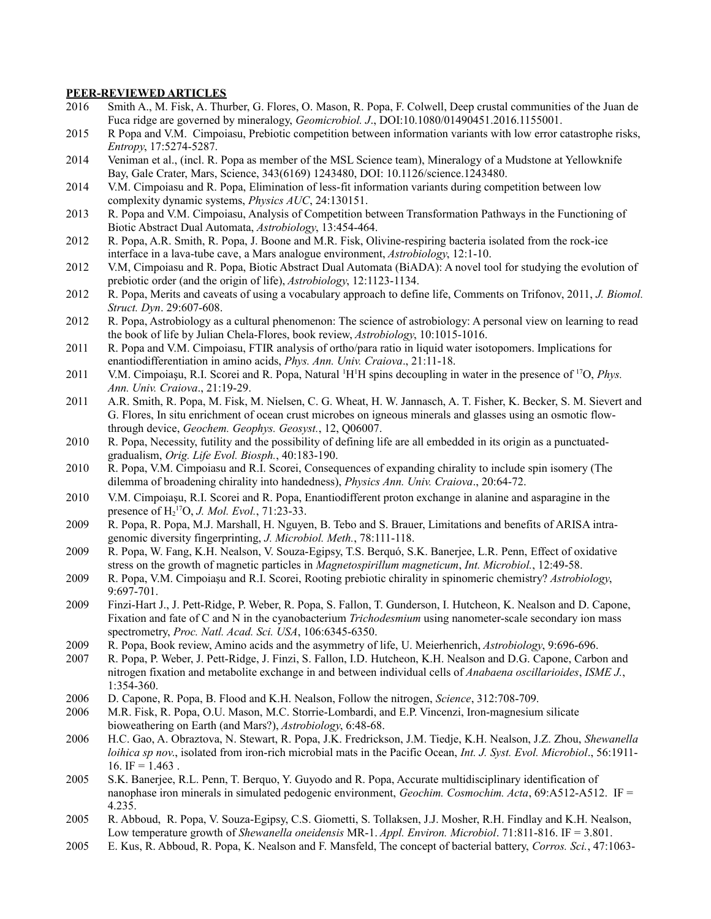**PEER-REVIEWED ARTICLES**

2016 Smith A., M. Fisk, A. Thurber, G. Flores, O. Mason, R. Popa, F. Colwell, Deep crustal communities of the Juan de Fuca ridge are governed by mineralogy, *Geomicrobiol. J*., DOI:10.1080/01490451.2016.1155001.

2015 R Popa and V.M. Cimpoiasu, Prebiotic competition between information variants with low error catastrophe risks, *Entropy*, 17:5274-5287.

2014 Veniman et al., (incl. R. Popa as member of the MSL Science team), Mineralogy of a Mudstone at Yellowknife Bay, Gale Crater, Mars, Science, 343(6169) 1243480, DOI: 10.1126/science.1243480.

2014 V.M. Cimpoiasu and R. Popa, Elimination of less-fit information variants during competition between low complexity dynamic systems, *Physics AUC*, 24:130151.

2013 R. Popa and V.M. Cimpoiasu, Analysis of Competition between Transformation Pathways in the Functioning of Biotic Abstract Dual Automata, *Astrobiology*, 13:454-464.

2012 R. Popa, A.R. Smith, R. Popa, J. Boone and M.R. Fisk, Olivine-respiring bacteria isolated from the rock-ice interface in a lava-tube cave, a Mars analogue environment, *Astrobiology*, 12:1-10.

2012 V.M, Cimpoiasu and R. Popa, Biotic Abstract Dual Automata (BiADA): A novel tool for studying the evolution of prebiotic order (and the origin of life), *Astrobiology*, 12:1123-1134.

2012 R. Popa, Merits and caveats of using a vocabulary approach to define life, Comments on Trifonov, 2011, *J. Biomol. Struct. Dyn*. 29:607-608.

2012 R. Popa, Astrobiology as a cultural phenomenon: The science of astrobiology: A personal view on learning to read the book of life by Julian Chela-Flores, book review, *Astrobiology*, 10:1015-1016.

2011 R. Popa and V.M. Cimpoiasu, FTIR analysis of ortho/para ratio in liquid water isotopomers. Implications for enantiodifferentiation in amino acids, *Phys. Ann. Univ. Craiova*., 21:11-18.

2011 V.M. Cimpoiaşu, R.I. Scorei and R. Popa, Natural $^{1}H^{1}H$ spins decoupling in water in the presence of $^{17}O$, *Phys. Ann. Univ. Craiova*., 21:19-29.

2011 A.R. Smith, R. Popa, M. Fisk, M. Nielsen, C. G. Wheat, H. W. Jannasch, A. T. Fisher, K. Becker, S. M. Sievert and G. Flores, In situ enrichment of ocean crust microbes on igneous minerals and glasses using an osmotic flow-through device, *Geochem. Geophys. Geosyst.*, 12, Q06007.

2010 R. Popa, Necessity, futility and the possibility of defining life are all embedded in its origin as a punctuated-gradualism, *Orig. Life Evol. Biosph.*, 40:183-190.

2010 R. Popa, V.M. Cimpoiasu and R.I. Scorei, Consequences of expanding chirality to include spin isomery (The dilemma of broadening chirality into handedness), *Physics Ann. Univ. Craiova*., 20:64-72.

2010 V.M. Cimpoiaşu, R.I. Scorei and R. Popa, Enantiodifferent proton exchange in alanine and asparagine in the presence of $H_2{}^{17}O$, *J. Mol. Evol.*, 71:23-33.

2009 R. Popa, R. Popa, M.J. Marshall, H. Nguyen, B. Tebo and S. Brauer, Limitations and benefits of ARISA intra-genomic diversity fingerprinting, *J. Microbiol. Meth.*, 78:111-118.

2009 R. Popa, W. Fang, K.H. Nealson, V. Souza-Egipsy, T.S. Berquó, S.K. Banerjee, L.R. Penn, Effect of oxidative stress on the growth of magnetic particles in *Magnetospirillum magneticum*, *Int. Microbiol.*, 12:49-58.

2009 R. Popa, V.M. Cimpoiaşu and R.I. Scorei, Rooting prebiotic chirality in spinomeric chemistry? *Astrobiology*, 9:697-701.

2009 Finzi-Hart J., J. Pett-Ridge, P. Weber, R. Popa, S. Fallon, T. Gunderson, I. Hutcheon, K. Nealson and D. Capone, Fixation and fate of C and N in the cyanobacterium *Trichodesmium* using nanometer-scale secondary ion mass spectrometry, *Proc. Natl. Acad. Sci. USA*, 106:6345-6350.

2009 R. Popa, Book review, Amino acids and the asymmetry of life, U. Meierhenrich, *Astrobiology*, 9:696-696.

2007 R. Popa, P. Weber, J. Pett-Ridge, J. Finzi, S. Fallon, I.D. Hutcheon, K.H. Nealson and D.G. Capone, Carbon and nitrogen fixation and metabolite exchange in and between individual cells of *Anabaena oscillarioides*, *ISME J.*, 1:354-360.

2006 D. Capone, R. Popa, B. Flood and K.H. Nealson, Follow the nitrogen, *Science*, 312:708-709.

2006 M.R. Fisk, R. Popa, O.U. Mason, M.C. Storrie-Lombardi, and E.P. Vincenzi, Iron-magnesium silicate bioweathering on Earth (and Mars?), *Astrobiology*, 6:48-68.

2006 H.C. Gao, A. Obraztova, N. Stewart, R. Popa, J.K. Fredrickson, J.M. Tiedje, K.H. Nealson, J.Z. Zhou, *Shewanella loihica sp nov*., isolated from iron-rich microbial mats in the Pacific Ocean, *Int. J. Syst. Evol. Microbiol*., 56:1911-16. IF = 1.463 .

2005 S.K. Banerjee, R.L. Penn, T. Berquo, Y. Guyodo and R. Popa, Accurate multidisciplinary identification of nanophase iron minerals in simulated pedogenic environment, *Geochim. Cosmochim. Acta*, 69:A512-A512. IF = 4.235.

2005 R. Abboud, R. Popa, V. Souza-Egipsy, C.S. Giometti, S. Tollaksen, J.J. Mosher, R.H. Findlay and K.H. Nealson, Low temperature growth of *Shewanella oneidensis* MR-1. *Appl. Environ. Microbiol*. 71:811-816. IF = 3.801.

2005 E. Kus, R. Abboud, R. Popa, K. Nealson and F. Mansfeld, The concept of bacterial battery, *Corros. Sci.*, 47:1063-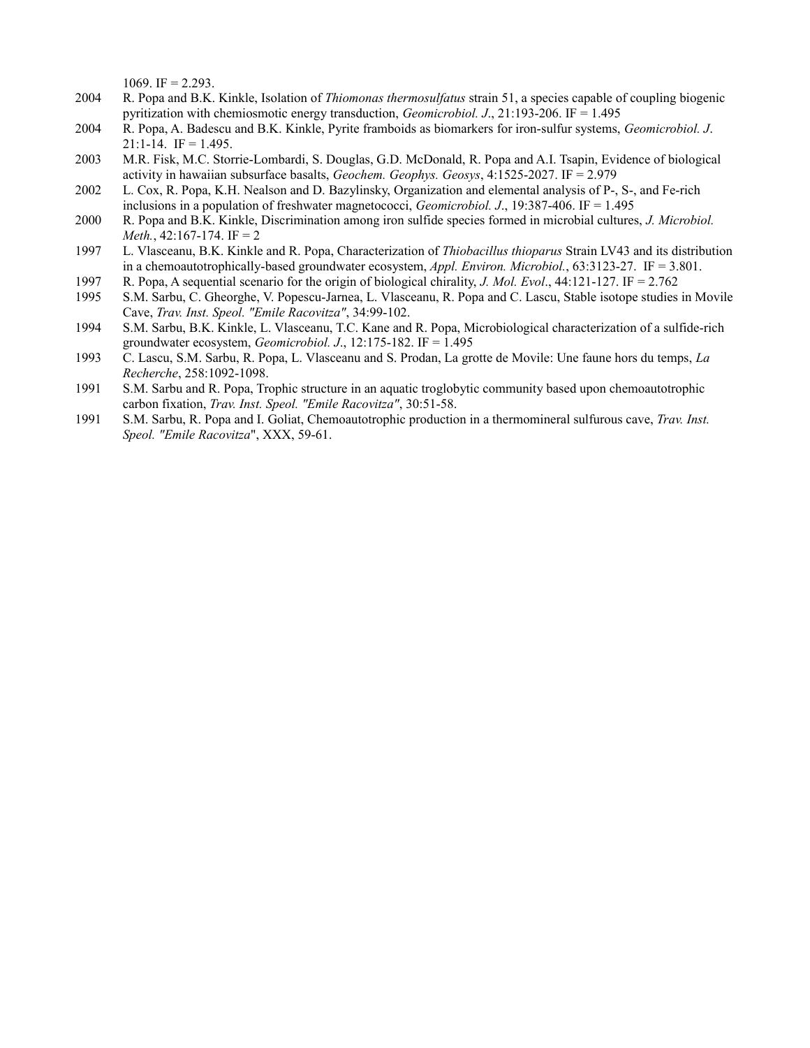1069. IF = 2.293.

2004 R. Popa and B.K. Kinkle, Isolation of *Thiomonas thermosulfatus* strain 51, a species capable of coupling biogenic pyritization with chemiosmotic energy transduction, *Geomicrobiol. J*., 21:193-206. IF = 1.495

2004 R. Popa, A. Badescu and B.K. Kinkle, Pyrite framboids as biomarkers for iron-sulfur systems, *Geomicrobiol. J*. 21:1-14. IF = 1.495.

2003 M.R. Fisk, M.C. Storrie-Lombardi, S. Douglas, G.D. McDonald, R. Popa and A.I. Tsapin, Evidence of biological activity in hawaiian subsurface basalts, *Geochem. Geophys. Geosys*, 4:1525-2027. IF = 2.979

2002 L. Cox, R. Popa, K.H. Nealson and D. Bazylinsky, Organization and elemental analysis of P-, S-, and Fe-rich inclusions in a population of freshwater magnetococci, *Geomicrobiol. J*., 19:387-406. IF = 1.495

2000 R. Popa and B.K. Kinkle, Discrimination among iron sulfide species formed in microbial cultures, *J. Microbiol. Meth.*, 42:167-174. IF = 2

1997 L. Vlasceanu, B.K. Kinkle and R. Popa, Characterization of *Thiobacillus thioparus* Strain LV43 and its distribution in a chemoautotrophically-based groundwater ecosystem, *Appl. Environ. Microbiol.*, 63:3123-27. IF = 3.801.

1997 R. Popa, A sequential scenario for the origin of biological chirality, *J. Mol. Evol*., 44:121-127. IF = 2.762

1995 S.M. Sarbu, C. Gheorghe, V. Popescu-Jarnea, L. Vlasceanu, R. Popa and C. Lascu, Stable isotope studies in Movile Cave, *Trav. Inst. Speol. "Emile Racovitza"*, 34:99-102.

1994 S.M. Sarbu, B.K. Kinkle, L. Vlasceanu, T.C. Kane and R. Popa, Microbiological characterization of a sulfide-rich groundwater ecosystem, *Geomicrobiol. J*., 12:175-182. IF = 1.495

1993 C. Lascu, S.M. Sarbu, R. Popa, L. Vlasceanu and S. Prodan, La grotte de Movile: Une faune hors du temps, *La Recherche*, 258:1092-1098.

1991 S.M. Sarbu and R. Popa, Trophic structure in an aquatic troglobytic community based upon chemoautotrophic carbon fixation, *Trav. Inst. Speol. "Emile Racovitza"*, 30:51-58.

1991 S.M. Sarbu, R. Popa and I. Goliat, Chemoautotrophic production in a thermomineral sulfurous cave, *Trav. Inst. Speol. "Emile Racovitza*", XXX, 59-61.